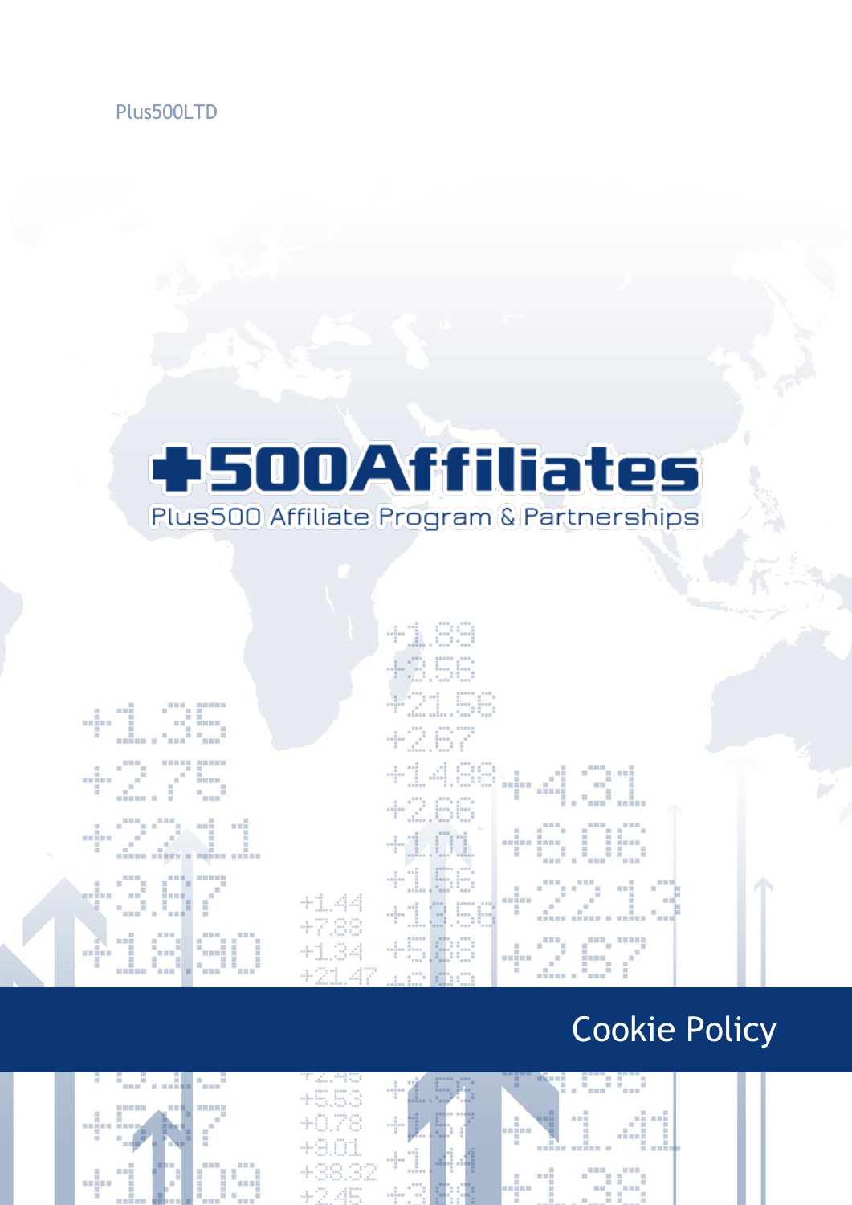Plus500LTD

# +500Affiliates

Plus500 Affiliate Program & Partnerships

# Cookie Policy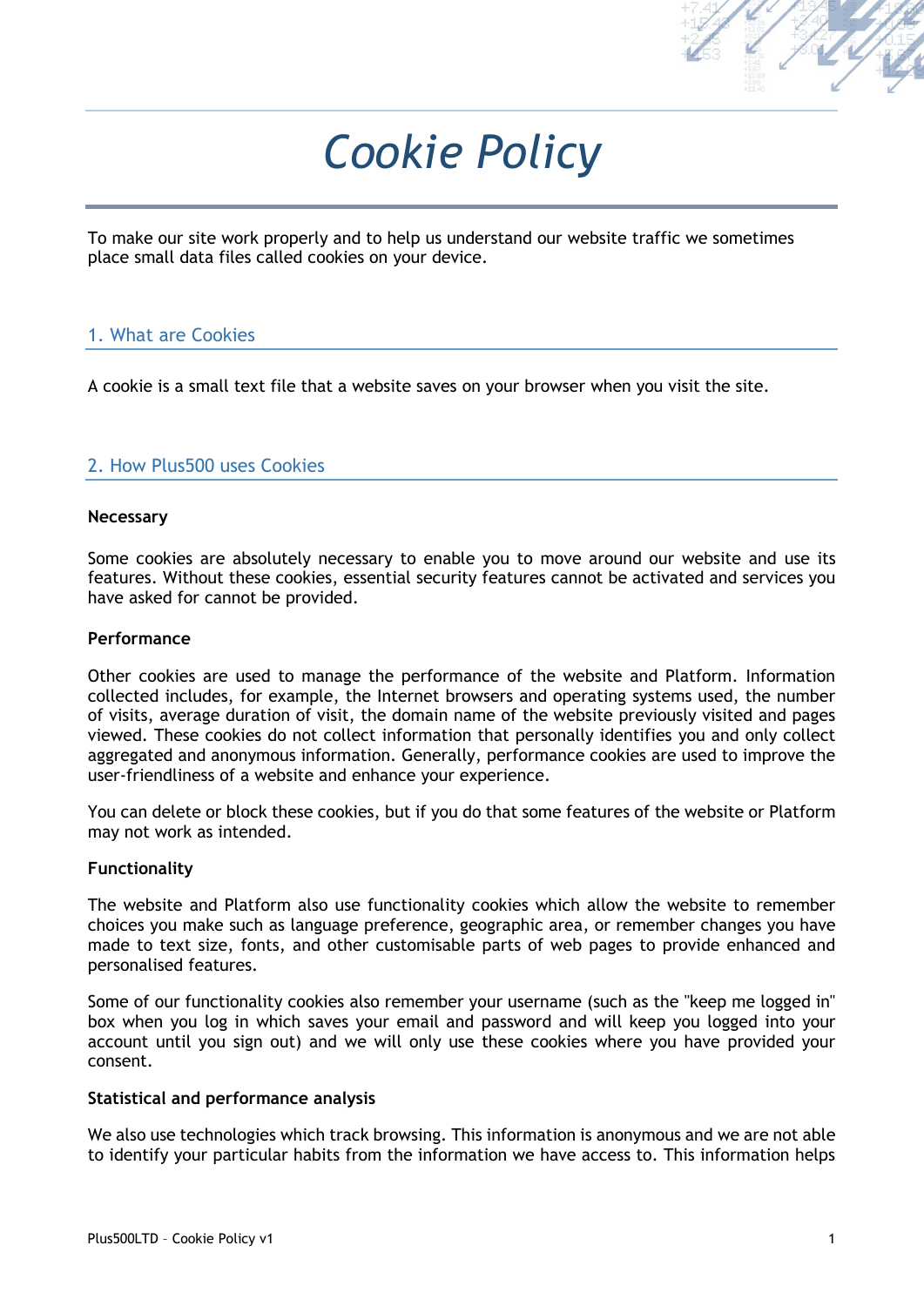# *Cookie Policy*

To make our site work properly and to help us understand our website traffic we sometimes place small data files called cookies on your device.

## 1. What are Cookies

A cookie is a small text file that a website saves on your browser when you visit the site.

## 2. How Plus500 uses Cookies

**Necessary**

Some cookies are absolutely necessary to enable you to move around our website and use its features. Without these cookies, essential security features cannot be activated and services you have asked for cannot be provided.

**Performance**

Other cookies are used to manage the performance of the website and Platform. Information collected includes, for example, the Internet browsers and operating systems used, the number of visits, average duration of visit, the domain name of the website previously visited and pages viewed. These cookies do not collect information that personally identifies you and only collect aggregated and anonymous information. Generally, performance cookies are used to improve the user-friendliness of a website and enhance your experience.

You can delete or block these cookies, but if you do that some features of the website or Platform may not work as intended.

**Functionality**

The website and Platform also use functionality cookies which allow the website to remember choices you make such as language preference, geographic area, or remember changes you have made to text size, fonts, and other customisable parts of web pages to provide enhanced and personalised features.

Some of our functionality cookies also remember your username (such as the "keep me logged in" box when you log in which saves your email and password and will keep you logged into your account until you sign out) and we will only use these cookies where you have provided your consent.

**Statistical and performance analysis**

We also use technologies which track browsing. This information is anonymous and we are not able to identify your particular habits from the information we have access to. This information helps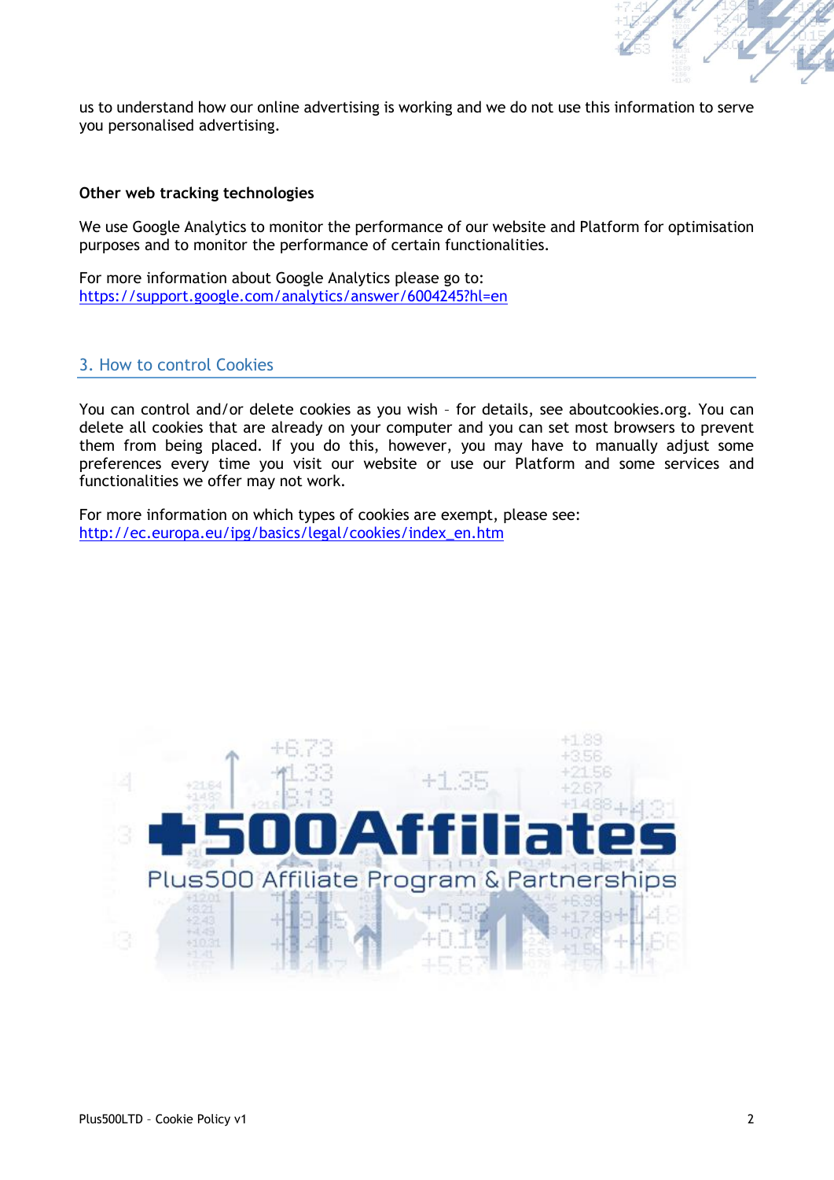us to understand how our online advertising is working and we do not use this information to serve you personalised advertising.

**Other web tracking technologies**

We use Google Analytics to monitor the performance of our website and Platform for optimisation purposes and to monitor the performance of certain functionalities.

For more information about Google Analytics please go to: https://support.google.com/analytics/answer/6004245?hl=en

## 3. How to control Cookies

You can control and/or delete cookies as you wish – for details, see aboutcookies.org. You can delete all cookies that are already on your computer and you can set most browsers to prevent them from being placed. If you do this, however, you may have to manually adjust some preferences every time you visit our website or use our Platform and some services and functionalities we offer may not work.

For more information on which types of cookies are exempt, please see: http://ec.europa.eu/ipg/basics/legal/cookies/index_en.htm